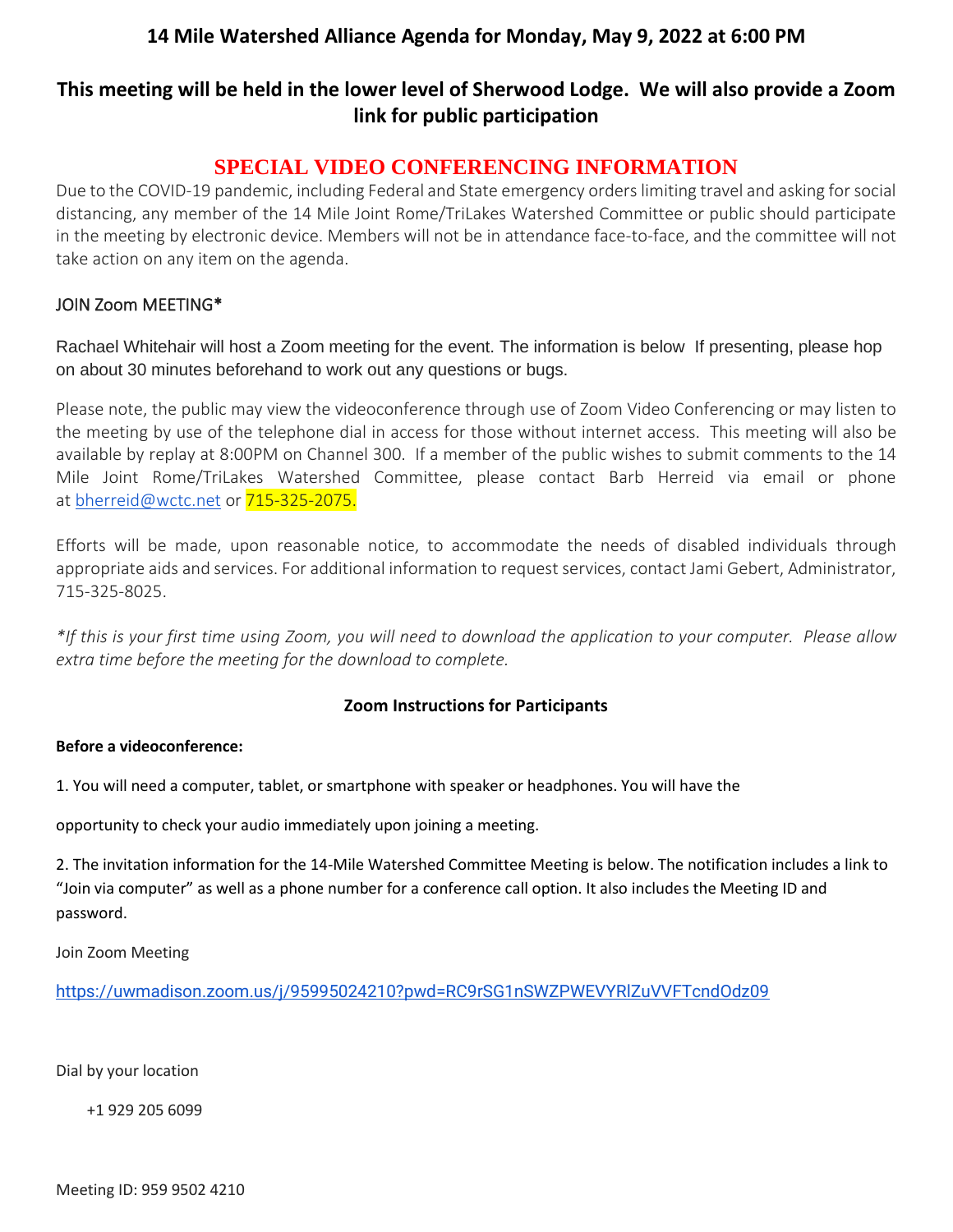# 14 Mile Watershed Alliance Agenda for Monday, May 9, 2022 at 6:00 PM

## This meeting will be held in the lower level of Sherwood Lodge. We will also provide a Zoom link for public participation

## SPECIAL VIDEO CONFERENCING INFORMATION

Due to the COVID-19 pandemic, including Federal and State emergency orders limiting travel and asking for social distancing, any member of the 14 Mile Joint Rome/TriLakes Watershed Committee or public should participate in the meeting by electronic device. Members will not be in attendance face-to-face, and the committee will not take action on any item on the agenda.

JOIN Zoom MEETING*

Rachael Whitehair will host a Zoom meeting for the event. The information is below If presenting, please hop on about 30 minutes beforehand to work out any questions or bugs.

Please note, the public may view the videoconference through use of Zoom Video Conferencing or may listen to the meeting by use of the telephone dial in access for those without internet access. This meeting will also be available by replay at 8:00PM on Channel 300. If a member of the public wishes to submit comments to the 14 Mile Joint Rome/TriLakes Watershed Committee, please contact Barb Herreid via email or phone at bherreid@wctc.net or 715-325-2075.

Efforts will be made, upon reasonable notice, to accommodate the needs of disabled individuals through appropriate aids and services. For additional information to request services, contact Jami Gebert, Administrator, 715-325-8025.

*\*If this is your first time using Zoom, you will need to download the application to your computer. Please allow extra time before the meeting for the download to complete.*

**Zoom Instructions for Participants**

**Before a videoconference:**

1. You will need a computer, tablet, or smartphone with speaker or headphones. You will have the

opportunity to check your audio immediately upon joining a meeting.

2. The invitation information for the 14-Mile Watershed Committee Meeting is below. The notification includes a link to "Join via computer" as well as a phone number for a conference call option. It also includes the Meeting ID and password.

Join Zoom Meeting

https://uwmadison.zoom.us/j/95995024210?pwd=RC9rSG1nSWZPWEVYRlZuVVFTcndOdz09

Dial by your location

+1 929 205 6099

Meeting ID: 959 9502 4210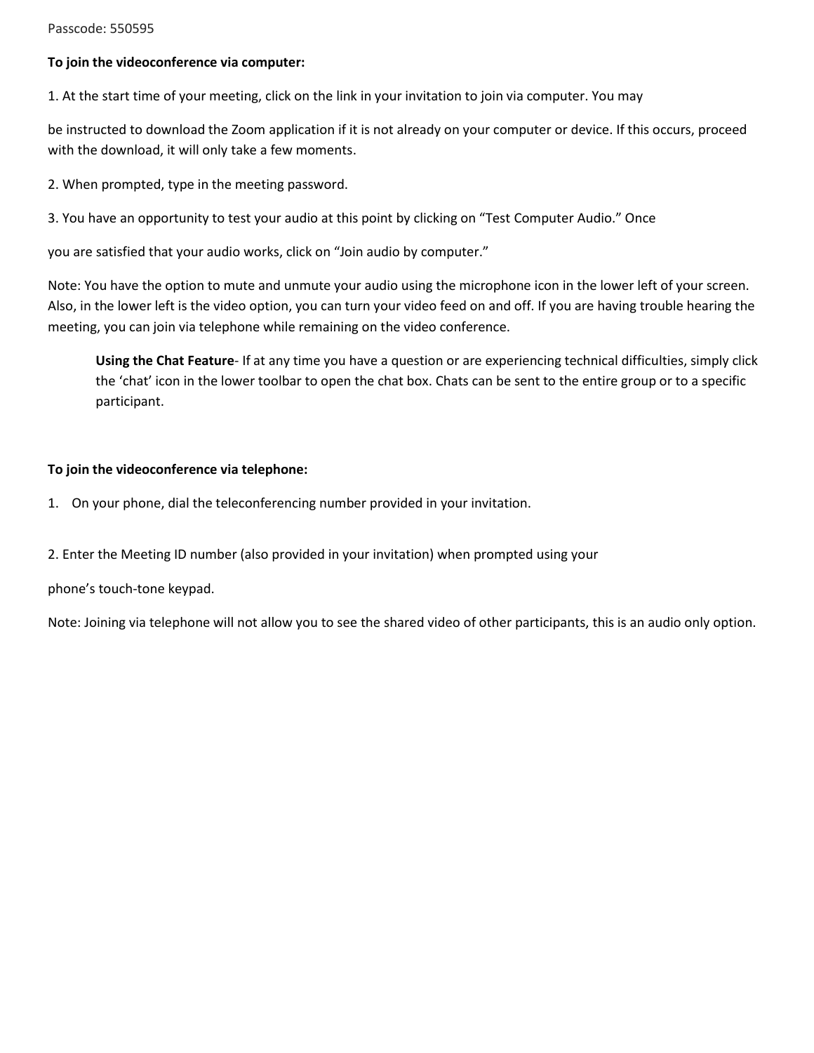Passcode: 550595

**To join the videoconference via computer:**

1. At the start time of your meeting, click on the link in your invitation to join via computer. You may

be instructed to download the Zoom application if it is not already on your computer or device. If this occurs, proceed with the download, it will only take a few moments.

2. When prompted, type in the meeting password.

3. You have an opportunity to test your audio at this point by clicking on "Test Computer Audio." Once

you are satisfied that your audio works, click on "Join audio by computer."

Note: You have the option to mute and unmute your audio using the microphone icon in the lower left of your screen. Also, in the lower left is the video option, you can turn your video feed on and off. If you are having trouble hearing the meeting, you can join via telephone while remaining on the video conference.

> **Using the Chat Feature**- If at any time you have a question or are experiencing technical difficulties, simply click the 'chat' icon in the lower toolbar to open the chat box. Chats can be sent to the entire group or to a specific participant.

**To join the videoconference via telephone:**

1. On your phone, dial the teleconferencing number provided in your invitation.

2. Enter the Meeting ID number (also provided in your invitation) when prompted using your

phone's touch-tone keypad.

Note: Joining via telephone will not allow you to see the shared video of other participants, this is an audio only option.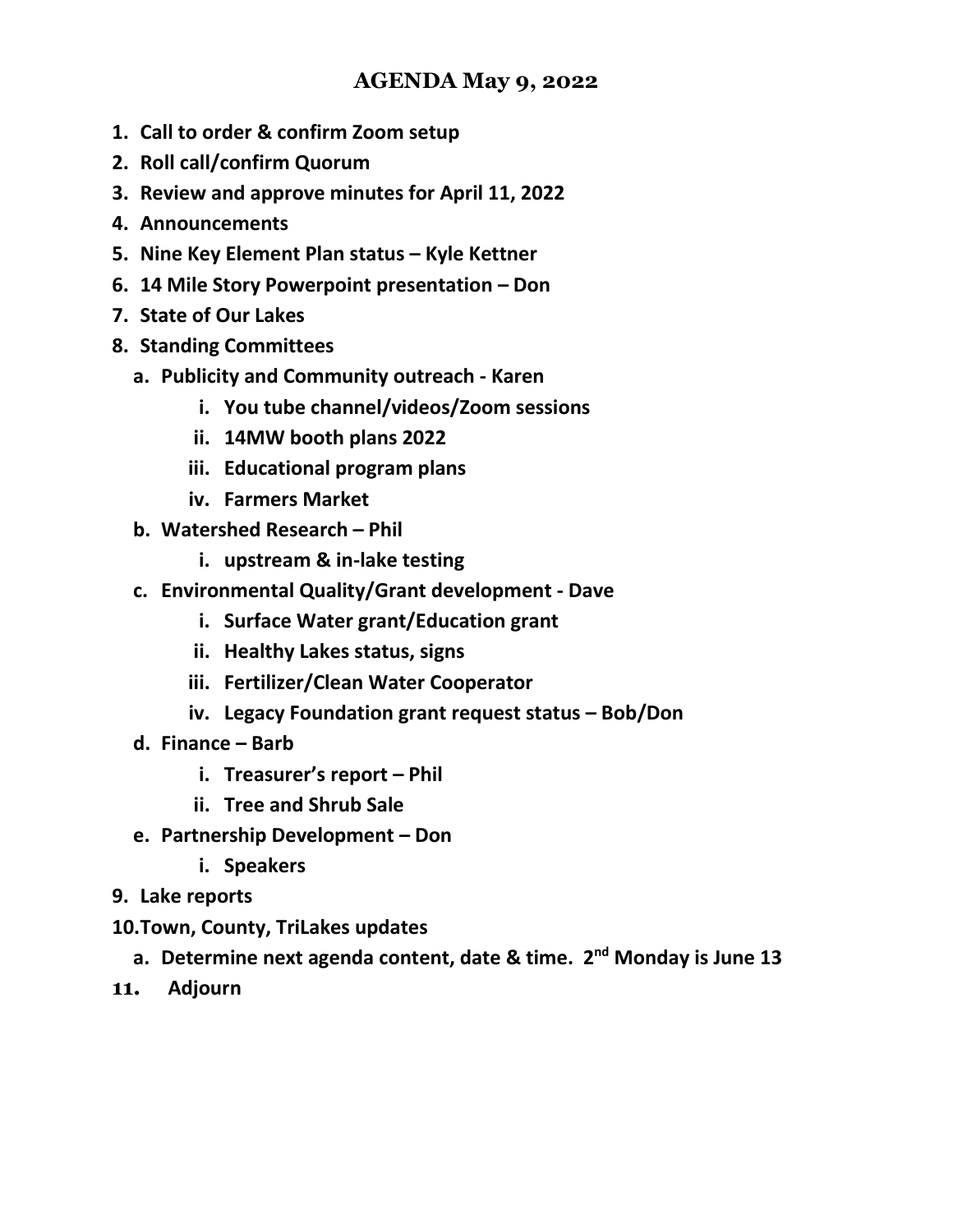## AGENDA May 9, 2022

1. **Call to order & confirm Zoom setup**
2. **Roll call/confirm Quorum**
3. **Review and approve minutes for April 11, 2022**
4. **Announcements**
5. **Nine Key Element Plan status – Kyle Kettner**
6. **14 Mile Story Powerpoint presentation – Don**
7. **State of Our Lakes**
8. **Standing Committees**
   a. **Publicity and Community outreach - Karen**
      i. **You tube channel/videos/Zoom sessions**
      ii. **14MW booth plans 2022**
      iii. **Educational program plans**
      iv. **Farmers Market**
   b. **Watershed Research – Phil**
      i. **upstream & in-lake testing**
   c. **Environmental Quality/Grant development - Dave**
      i. **Surface Water grant/Education grant**
      ii. **Healthy Lakes status, signs**
      iii. **Fertilizer/Clean Water Cooperator**
      iv. **Legacy Foundation grant request status – Bob/Don**
   d. **Finance – Barb**
      i. **Treasurer's report – Phil**
      ii. **Tree and Shrub Sale**
   e. **Partnership Development – Don**
      i. **Speakers**
9. **Lake reports**
10. **Town, County, TriLakes updates**
    a. **Determine next agenda content, date & time. 2nd Monday is June 13**
11. **Adjourn**